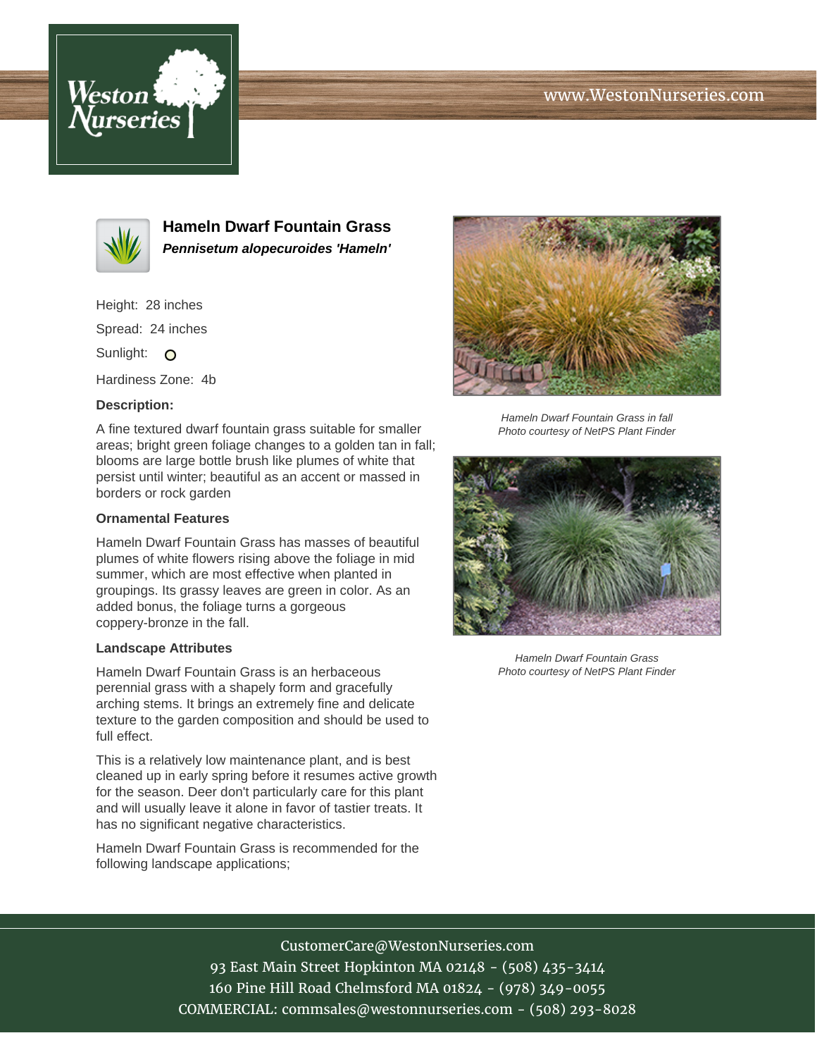# Hameln Dwarf Fountain Grass

***Pennisetum alopecuroides 'Hameln'***

Height: 28 inches

Spread: 24 inches

Sunlight: ○

Hardiness Zone: 4b

**Description:**

A fine textured dwarf fountain grass suitable for smaller areas; bright green foliage changes to a golden tan in fall; blooms are large bottle brush like plumes of white that persist until winter; beautiful as an accent or massed in borders or rock garden

**Ornamental Features**

Hameln Dwarf Fountain Grass has masses of beautiful plumes of white flowers rising above the foliage in mid summer, which are most effective when planted in groupings. Its grassy leaves are green in color. As an added bonus, the foliage turns a gorgeous coppery-bronze in the fall.

**Landscape Attributes**

Hameln Dwarf Fountain Grass is an herbaceous perennial grass with a shapely form and gracefully arching stems. It brings an extremely fine and delicate texture to the garden composition and should be used to full effect.

This is a relatively low maintenance plant, and is best cleaned up in early spring before it resumes active growth for the season. Deer don't particularly care for this plant and will usually leave it alone in favor of tastier treats. It has no significant negative characteristics.

Hameln Dwarf Fountain Grass is recommended for the following landscape applications;

*Hameln Dwarf Fountain Grass in fall*
*Photo courtesy of NetPS Plant Finder*

*Hameln Dwarf Fountain Grass*
*Photo courtesy of NetPS Plant Finder*

CustomerCare@WestonNurseries.com
93 East Main Street Hopkinton MA 02148 - (508) 435-3414
160 Pine Hill Road Chelmsford MA 01824 - (978) 349-0055
COMMERCIAL: commsales@westonnurseries.com - (508) 293-8028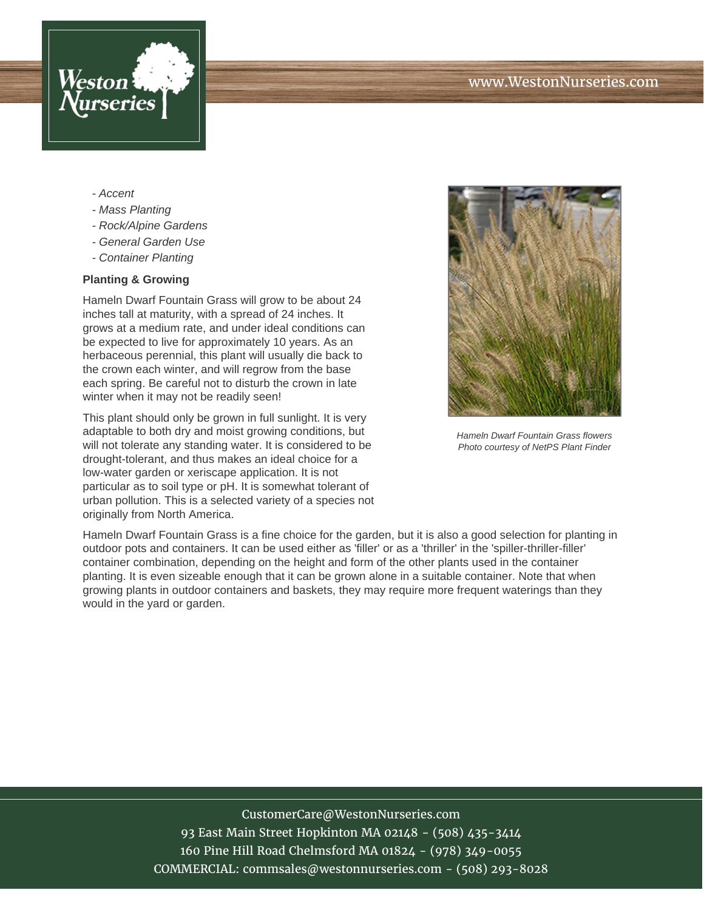- *Accent*
- *Mass Planting*
- *Rock/Alpine Gardens*
- *General Garden Use*
- *Container Planting*

**Planting & Growing**

Hameln Dwarf Fountain Grass will grow to be about 24 inches tall at maturity, with a spread of 24 inches. It grows at a medium rate, and under ideal conditions can be expected to live for approximately 10 years. As an herbaceous perennial, this plant will usually die back to the crown each winter, and will regrow from the base each spring. Be careful not to disturb the crown in late winter when it may not be readily seen!

This plant should only be grown in full sunlight. It is very adaptable to both dry and moist growing conditions, but will not tolerate any standing water. It is considered to be drought-tolerant, and thus makes an ideal choice for a low-water garden or xeriscape application. It is not particular as to soil type or pH. It is somewhat tolerant of urban pollution. This is a selected variety of a species not originally from North America.

*Hameln Dwarf Fountain Grass flowers*
*Photo courtesy of NetPS Plant Finder*

Hameln Dwarf Fountain Grass is a fine choice for the garden, but it is also a good selection for planting in outdoor pots and containers. It can be used either as 'filler' or as a 'thriller' in the 'spiller-thriller-filler' container combination, depending on the height and form of the other plants used in the container planting. It is even sizeable enough that it can be grown alone in a suitable container. Note that when growing plants in outdoor containers and baskets, they may require more frequent waterings than they would in the yard or garden.